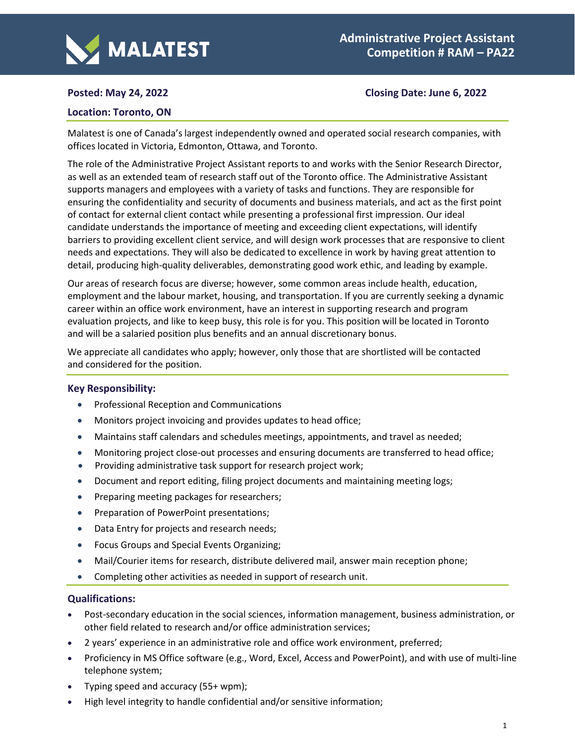MALATEST

# Administrative Project Assistant
# Competition # RAM – PA22

**Posted: May 24, 2022** **Closing Date: June 6, 2022**

**Location: Toronto, ON**

Malatest is one of Canada's largest independently owned and operated social research companies, with offices located in Victoria, Edmonton, Ottawa, and Toronto.

The role of the Administrative Project Assistant reports to and works with the Senior Research Director, as well as an extended team of research staff out of the Toronto office. The Administrative Assistant supports managers and employees with a variety of tasks and functions. They are responsible for ensuring the confidentiality and security of documents and business materials, and act as the first point of contact for external client contact while presenting a professional first impression. Our ideal candidate understands the importance of meeting and exceeding client expectations, will identify barriers to providing excellent client service, and will design work processes that are responsive to client needs and expectations. They will also be dedicated to excellence in work by having great attention to detail, producing high-quality deliverables, demonstrating good work ethic, and leading by example.

Our areas of research focus are diverse; however, some common areas include health, education, employment and the labour market, housing, and transportation. If you are currently seeking a dynamic career within an office work environment, have an interest in supporting research and program evaluation projects, and like to keep busy, this role is for you. This position will be located in Toronto and will be a salaried position plus benefits and an annual discretionary bonus.

We appreciate all candidates who apply; however, only those that are shortlisted will be contacted and considered for the position.

## Key Responsibility:

- Professional Reception and Communications
- Monitors project invoicing and provides updates to head office;
- Maintains staff calendars and schedules meetings, appointments, and travel as needed;
- Monitoring project close-out processes and ensuring documents are transferred to head office;
- Providing administrative task support for research project work;
- Document and report editing, filing project documents and maintaining meeting logs;
- Preparing meeting packages for researchers;
- Preparation of PowerPoint presentations;
- Data Entry for projects and research needs;
- Focus Groups and Special Events Organizing;
- Mail/Courier items for research, distribute delivered mail, answer main reception phone;
- Completing other activities as needed in support of research unit.

## Qualifications:

- Post-secondary education in the social sciences, information management, business administration, or other field related to research and/or office administration services;
- 2 years' experience in an administrative role and office work environment, preferred;
- Proficiency in MS Office software (e.g., Word, Excel, Access and PowerPoint), and with use of multi-line telephone system;
- Typing speed and accuracy (55+ wpm);
- High level integrity to handle confidential and/or sensitive information;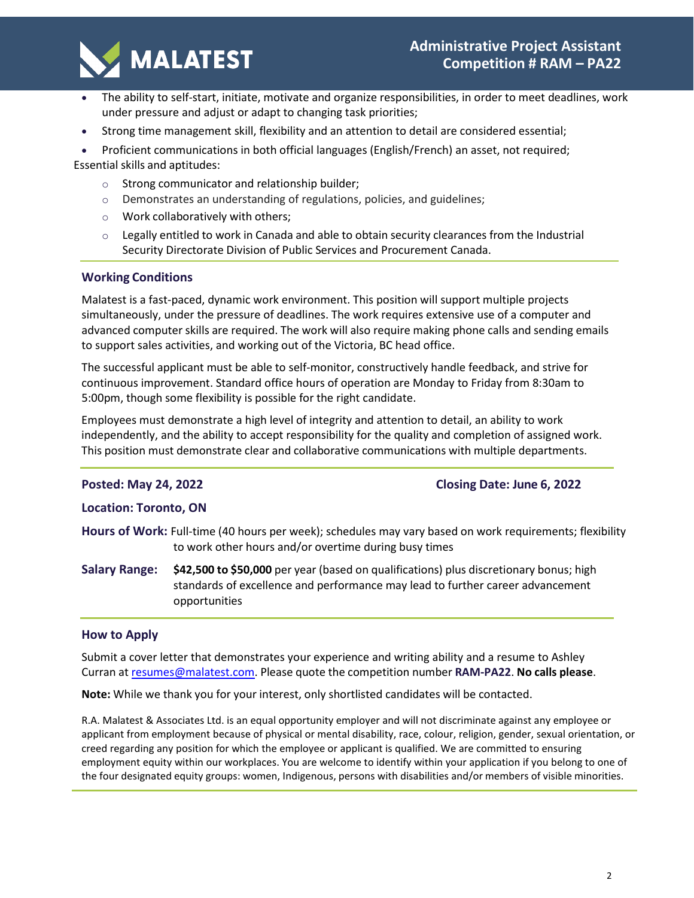- The ability to self-start, initiate, motivate and organize responsibilities, in order to meet deadlines, work under pressure and adjust or adapt to changing task priorities;
- Strong time management skill, flexibility and an attention to detail are considered essential;
- Proficient communications in both official languages (English/French) an asset, not required;

Essential skills and aptitudes:

- Strong communicator and relationship builder;
- Demonstrates an understanding of regulations, policies, and guidelines;
- Work collaboratively with others;
- Legally entitled to work in Canada and able to obtain security clearances from the Industrial Security Directorate Division of Public Services and Procurement Canada.

### Working Conditions

Malatest is a fast-paced, dynamic work environment. This position will support multiple projects simultaneously, under the pressure of deadlines. The work requires extensive use of a computer and advanced computer skills are required. The work will also require making phone calls and sending emails to support sales activities, and working out of the Victoria, BC head office.

The successful applicant must be able to self-monitor, constructively handle feedback, and strive for continuous improvement. Standard office hours of operation are Monday to Friday from 8:30am to 5:00pm, though some flexibility is possible for the right candidate.

Employees must demonstrate a high level of integrity and attention to detail, an ability to work independently, and the ability to accept responsibility for the quality and completion of assigned work. This position must demonstrate clear and collaborative communications with multiple departments.

**Posted: May 24, 2022** **Closing Date: June 6, 2022**

**Location: Toronto, ON**

**Hours of Work:** Full-time (40 hours per week); schedules may vary based on work requirements; flexibility to work other hours and/or overtime during busy times

**Salary Range:** **$42,500 to $50,000** per year (based on qualifications) plus discretionary bonus; high standards of excellence and performance may lead to further career advancement opportunities

### How to Apply

Submit a cover letter that demonstrates your experience and writing ability and a resume to Ashley Curran at resumes@malatest.com. Please quote the competition number **RAM-PA22**. **No calls please**.

**Note:** While we thank you for your interest, only shortlisted candidates will be contacted.

R.A. Malatest & Associates Ltd. is an equal opportunity employer and will not discriminate against any employee or applicant from employment because of physical or mental disability, race, colour, religion, gender, sexual orientation, or creed regarding any position for which the employee or applicant is qualified. We are committed to ensuring employment equity within our workplaces. You are welcome to identify within your application if you belong to one of the four designated equity groups: women, Indigenous, persons with disabilities and/or members of visible minorities.